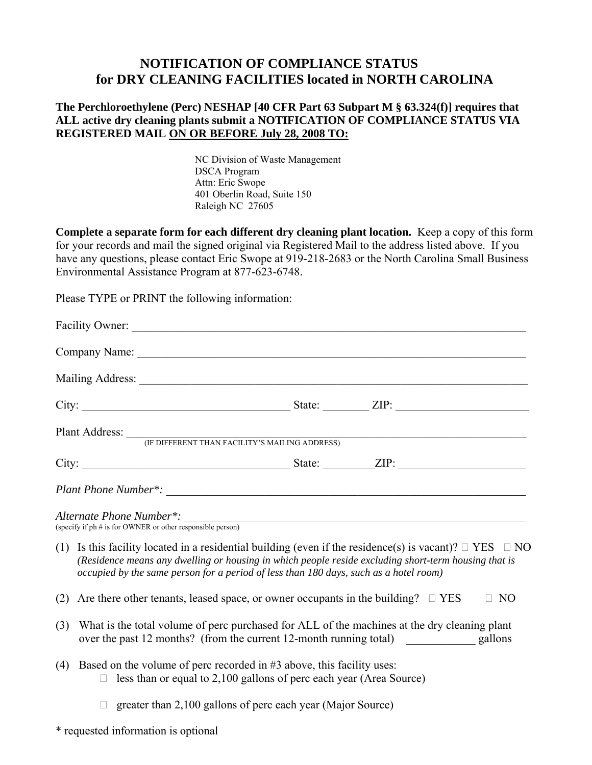# NOTIFICATION OF COMPLIANCE STATUS for DRY CLEANING FACILITIES located in NORTH CAROLINA

**The Perchloroethylene (Perc) NESHAP [40 CFR Part 63 Subpart M § 63.324(f)] requires that ALL active dry cleaning plants submit a NOTIFICATION OF COMPLIANCE STATUS VIA REGISTERED MAIL <u>ON OR BEFORE July 28, 2008 TO:</u>**

NC Division of Waste Management
DSCA Program
Attn: Eric Swope
401 Oberlin Road, Suite 150
Raleigh NC 27605

**Complete a separate form for each different dry cleaning plant location.** Keep a copy of this form for your records and mail the signed original via Registered Mail to the address listed above. If you have any questions, please contact Eric Swope at 919-218-2683 or the North Carolina Small Business Environmental Assistance Program at 877-623-6748.

Please TYPE or PRINT the following information:

Facility Owner: ______________________________________________

Company Name: ______________________________________________

Mailing Address: ______________________________________________

City: ______________________ State: ________ ZIP: ________________

Plant Address: ______________________________________________
(IF DIFFERENT THAN FACILITY'S MAILING ADDRESS)

City: ______________________ State: ________ ZIP: ________________

*Plant Phone Number\*:* ______________________________________________

*Alternate Phone Number\*:* ______________________________________________
(specify if ph # is for OWNER or other responsible person)

(1) Is this facility located in a residential building (even if the residence(s) is vacant)? ☐ YES ☐ NO
*(Residence means any dwelling or housing in which people reside excluding short-term housing that is occupied by the same person for a period of less than 180 days, such as a hotel room)*

(2) Are there other tenants, leased space, or owner occupants in the building? ☐ YES ☐ NO

(3) What is the total volume of perc purchased for ALL of the machines at the dry cleaning plant over the past 12 months? (from the current 12-month running total) ____________ gallons

(4) Based on the volume of perc recorded in #3 above, this facility uses:

☐ less than or equal to 2,100 gallons of perc each year (Area Source)

☐ greater than 2,100 gallons of perc each year (Major Source)

\* requested information is optional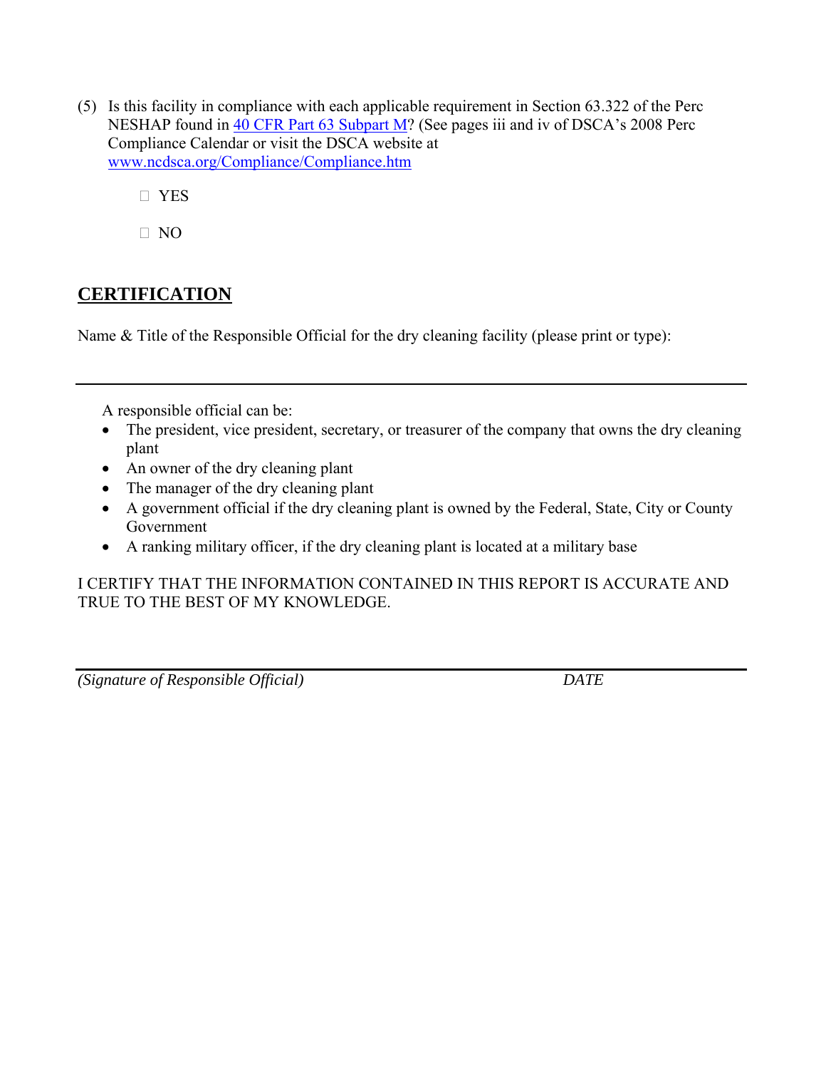(5) Is this facility in compliance with each applicable requirement in Section 63.322 of the Perc NESHAP found in [40 CFR Part 63 Subpart M](40 CFR Part 63 Subpart M)? (See pages iii and iv of DSCA's 2008 Perc Compliance Calendar or visit the DSCA website at [www.ncdsca.org/Compliance/Compliance.htm](www.ncdsca.org/Compliance/Compliance.htm)

☐ YES

☐ NO

## CERTIFICATION

Name & Title of the Responsible Official for the dry cleaning facility (please print or type):

\_\_\_\_\_\_\_\_\_\_\_\_\_\_\_\_\_\_\_\_\_\_\_\_\_\_\_\_\_\_\_\_\_\_\_\_\_\_\_\_\_\_\_\_\_\_\_\_\_\_\_\_\_\_\_\_

A responsible official can be:

- The president, vice president, secretary, or treasurer of the company that owns the dry cleaning plant
- An owner of the dry cleaning plant
- The manager of the dry cleaning plant
- A government official if the dry cleaning plant is owned by the Federal, State, City or County Government
- A ranking military officer, if the dry cleaning plant is located at a military base

I CERTIFY THAT THE INFORMATION CONTAINED IN THIS REPORT IS ACCURATE AND TRUE TO THE BEST OF MY KNOWLEDGE.

\_\_\_\_\_\_\_\_\_\_\_\_\_\_\_\_\_\_\_\_\_\_\_\_\_\_\_\_\_\_\_\_\_\_\_\_\_\_\_\_\_\_\_\_\_\_\_\_\_\_\_\_\_\_\_\_

*(Signature of Responsible Official)* *DATE*